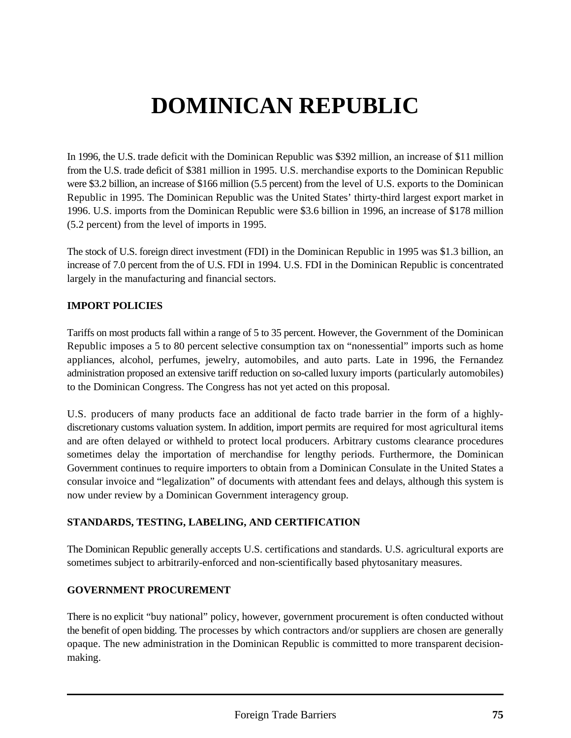# DOMINICAN REPUBLIC

In 1996, the U.S. trade deficit with the Dominican Republic was $392 million, an increase of $11 million from the U.S. trade deficit of $381 million in 1995. U.S. merchandise exports to the Dominican Republic were $3.2 billion, an increase of $166 million (5.5 percent) from the level of U.S. exports to the Dominican Republic in 1995. The Dominican Republic was the United States' thirty-third largest export market in 1996. U.S. imports from the Dominican Republic were $3.6 billion in 1996, an increase of $178 million (5.2 percent) from the level of imports in 1995.

The stock of U.S. foreign direct investment (FDI) in the Dominican Republic in 1995 was $1.3 billion, an increase of 7.0 percent from the of U.S. FDI in 1994. U.S. FDI in the Dominican Republic is concentrated largely in the manufacturing and financial sectors.

## IMPORT POLICIES

Tariffs on most products fall within a range of 5 to 35 percent. However, the Government of the Dominican Republic imposes a 5 to 80 percent selective consumption tax on "nonessential" imports such as home appliances, alcohol, perfumes, jewelry, automobiles, and auto parts. Late in 1996, the Fernandez administration proposed an extensive tariff reduction on so-called luxury imports (particularly automobiles) to the Dominican Congress. The Congress has not yet acted on this proposal.

U.S. producers of many products face an additional de facto trade barrier in the form of a highly-discretionary customs valuation system. In addition, import permits are required for most agricultural items and are often delayed or withheld to protect local producers. Arbitrary customs clearance procedures sometimes delay the importation of merchandise for lengthy periods. Furthermore, the Dominican Government continues to require importers to obtain from a Dominican Consulate in the United States a consular invoice and "legalization" of documents with attendant fees and delays, although this system is now under review by a Dominican Government interagency group.

## STANDARDS, TESTING, LABELING, AND CERTIFICATION

The Dominican Republic generally accepts U.S. certifications and standards. U.S. agricultural exports are sometimes subject to arbitrarily-enforced and non-scientifically based phytosanitary measures.

## GOVERNMENT PROCUREMENT

There is no explicit "buy national" policy, however, government procurement is often conducted without the benefit of open bidding. The processes by which contractors and/or suppliers are chosen are generally opaque. The new administration in the Dominican Republic is committed to more transparent decision-making.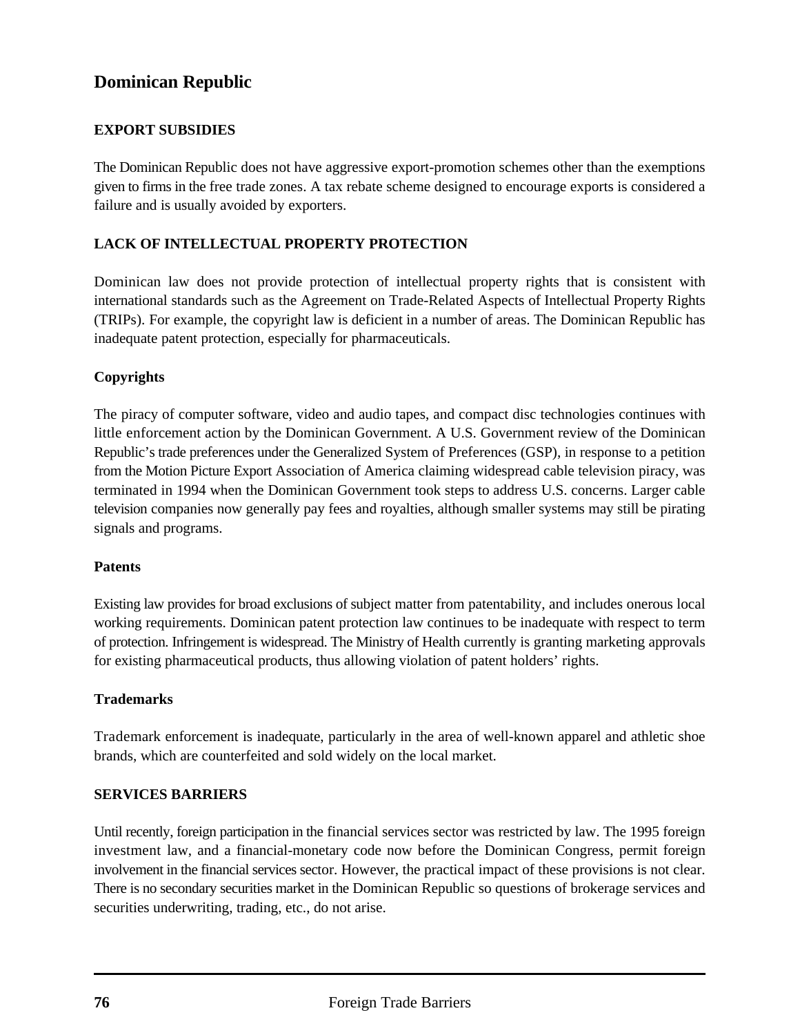# Dominican Republic

## EXPORT SUBSIDIES

The Dominican Republic does not have aggressive export-promotion schemes other than the exemptions given to firms in the free trade zones. A tax rebate scheme designed to encourage exports is considered a failure and is usually avoided by exporters.

## LACK OF INTELLECTUAL PROPERTY PROTECTION

Dominican law does not provide protection of intellectual property rights that is consistent with international standards such as the Agreement on Trade-Related Aspects of Intellectual Property Rights (TRIPs). For example, the copyright law is deficient in a number of areas. The Dominican Republic has inadequate patent protection, especially for pharmaceuticals.

### Copyrights

The piracy of computer software, video and audio tapes, and compact disc technologies continues with little enforcement action by the Dominican Government. A U.S. Government review of the Dominican Republic's trade preferences under the Generalized System of Preferences (GSP), in response to a petition from the Motion Picture Export Association of America claiming widespread cable television piracy, was terminated in 1994 when the Dominican Government took steps to address U.S. concerns. Larger cable television companies now generally pay fees and royalties, although smaller systems may still be pirating signals and programs.

### Patents

Existing law provides for broad exclusions of subject matter from patentability, and includes onerous local working requirements. Dominican patent protection law continues to be inadequate with respect to term of protection. Infringement is widespread. The Ministry of Health currently is granting marketing approvals for existing pharmaceutical products, thus allowing violation of patent holders' rights.

### Trademarks

Trademark enforcement is inadequate, particularly in the area of well-known apparel and athletic shoe brands, which are counterfeited and sold widely on the local market.

## SERVICES BARRIERS

Until recently, foreign participation in the financial services sector was restricted by law. The 1995 foreign investment law, and a financial-monetary code now before the Dominican Congress, permit foreign involvement in the financial services sector. However, the practical impact of these provisions is not clear. There is no secondary securities market in the Dominican Republic so questions of brokerage services and securities underwriting, trading, etc., do not arise.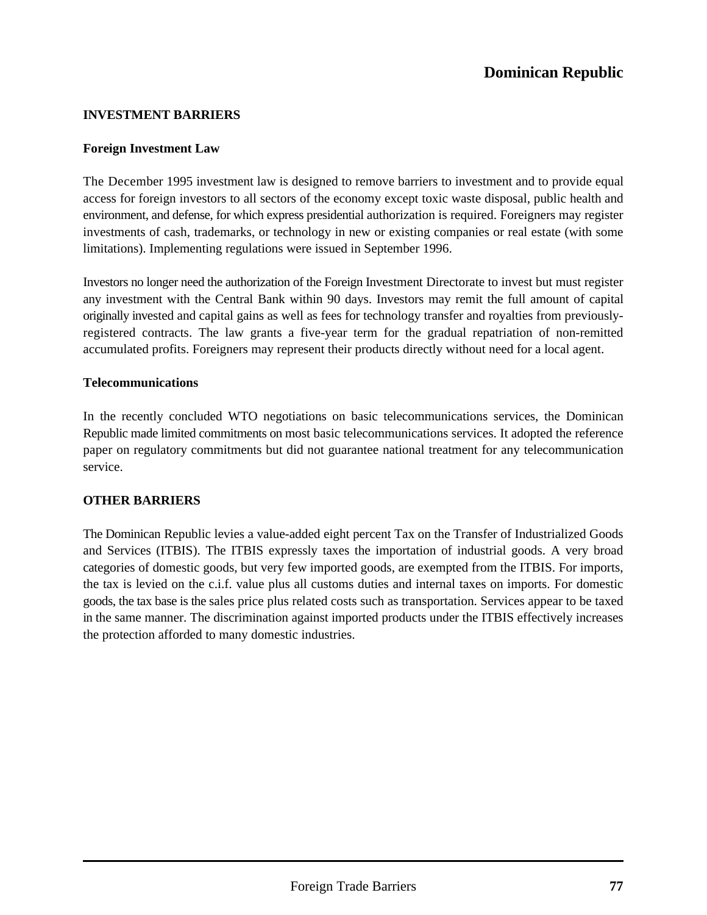# Dominican Republic

## INVESTMENT BARRIERS

### Foreign Investment Law

The December 1995 investment law is designed to remove barriers to investment and to provide equal access for foreign investors to all sectors of the economy except toxic waste disposal, public health and environment, and defense, for which express presidential authorization is required. Foreigners may register investments of cash, trademarks, or technology in new or existing companies or real estate (with some limitations). Implementing regulations were issued in September 1996.

Investors no longer need the authorization of the Foreign Investment Directorate to invest but must register any investment with the Central Bank within 90 days. Investors may remit the full amount of capital originally invested and capital gains as well as fees for technology transfer and royalties from previously-registered contracts. The law grants a five-year term for the gradual repatriation of non-remitted accumulated profits. Foreigners may represent their products directly without need for a local agent.

### Telecommunications

In the recently concluded WTO negotiations on basic telecommunications services, the Dominican Republic made limited commitments on most basic telecommunications services. It adopted the reference paper on regulatory commitments but did not guarantee national treatment for any telecommunication service.

## OTHER BARRIERS

The Dominican Republic levies a value-added eight percent Tax on the Transfer of Industrialized Goods and Services (ITBIS). The ITBIS expressly taxes the importation of industrial goods. A very broad categories of domestic goods, but very few imported goods, are exempted from the ITBIS. For imports, the tax is levied on the c.i.f. value plus all customs duties and internal taxes on imports. For domestic goods, the tax base is the sales price plus related costs such as transportation. Services appear to be taxed in the same manner. The discrimination against imported products under the ITBIS effectively increases the protection afforded to many domestic industries.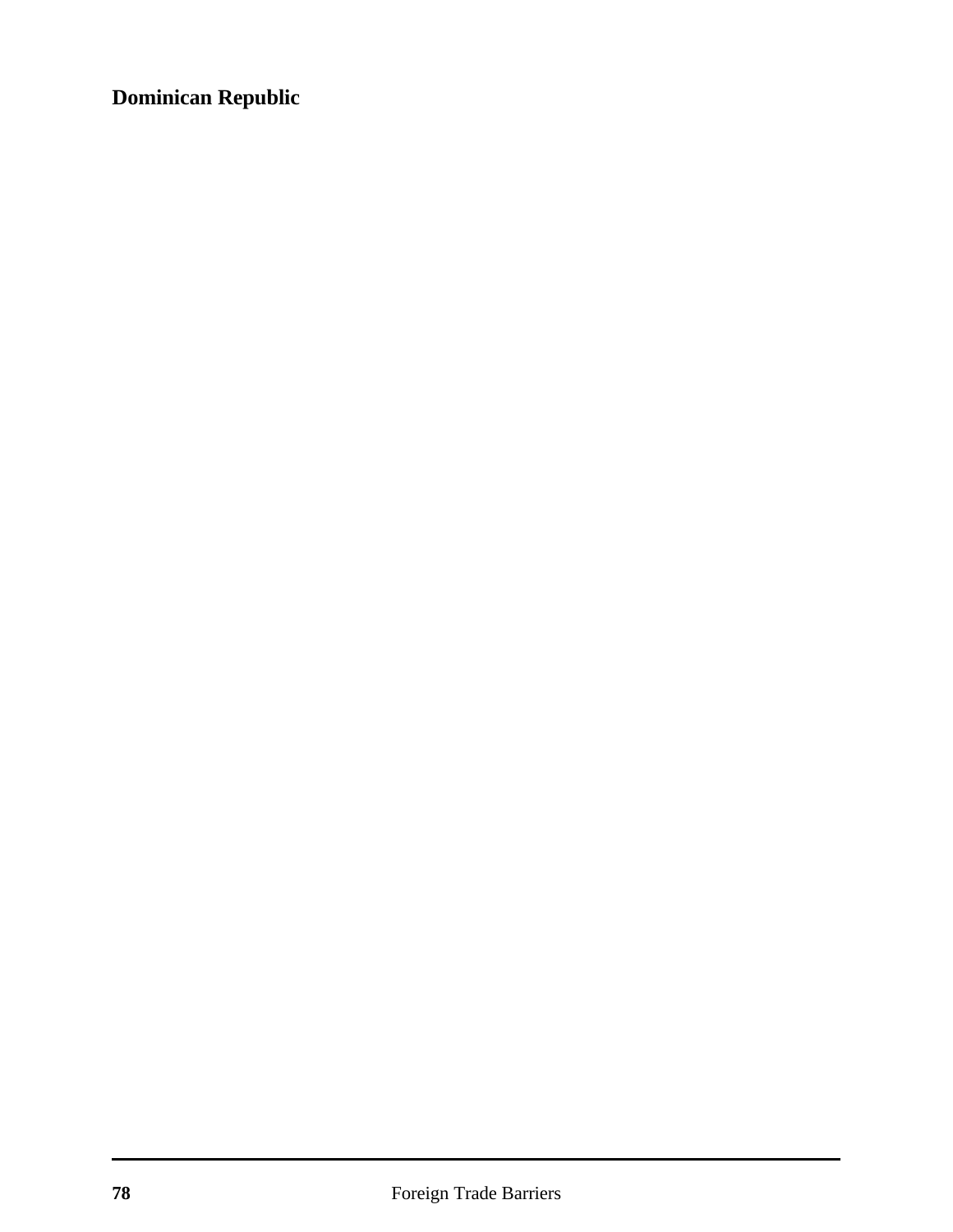**Dominican Republic**